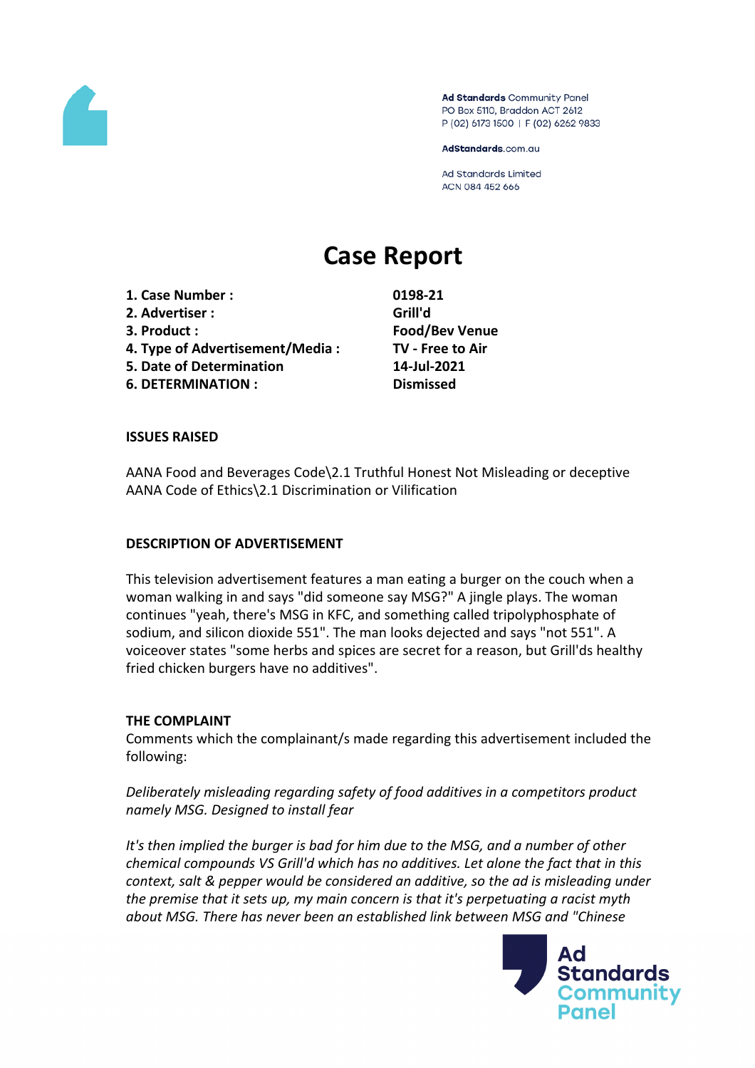Ad Standards Community Panel
PO Box 5110, Braddon ACT 2612
P (02) 6173 1500 | F (02) 6262 9833

AdStandards.com.au

Ad Standards Limited
ACN 084 452 666

# Case Report

| | |
|---|---|
| **1. Case Number :** | **0198-21** |
| **2. Advertiser :** | **Grill'd** |
| **3. Product :** | **Food/Bev Venue** |
| **4. Type of Advertisement/Media :** | **TV - Free to Air** |
| **5. Date of Determination** | **14-Jul-2021** |
| **6. DETERMINATION :** | **Dismissed** |

**ISSUES RAISED**

AANA Food and Beverages Code\2.1 Truthful Honest Not Misleading or deceptive
AANA Code of Ethics\2.1 Discrimination or Vilification

**DESCRIPTION OF ADVERTISEMENT**

This television advertisement features a man eating a burger on the couch when a woman walking in and says "did someone say MSG?" A jingle plays. The woman continues "yeah, there's MSG in KFC, and something called tripolyphosphate of sodium, and silicon dioxide 551". The man looks dejected and says "not 551". A voiceover states "some herbs and spices are secret for a reason, but Grill'ds healthy fried chicken burgers have no additives".

**THE COMPLAINT**

Comments which the complainant/s made regarding this advertisement included the following:

*Deliberately misleading regarding safety of food additives in a competitors product namely MSG. Designed to install fear*

*It's then implied the burger is bad for him due to the MSG, and a number of other chemical compounds VS Grill'd which has no additives. Let alone the fact that in this context, salt & pepper would be considered an additive, so the ad is misleading under the premise that it sets up, my main concern is that it's perpetuating a racist myth about MSG. There has never been an established link between MSG and "Chinese*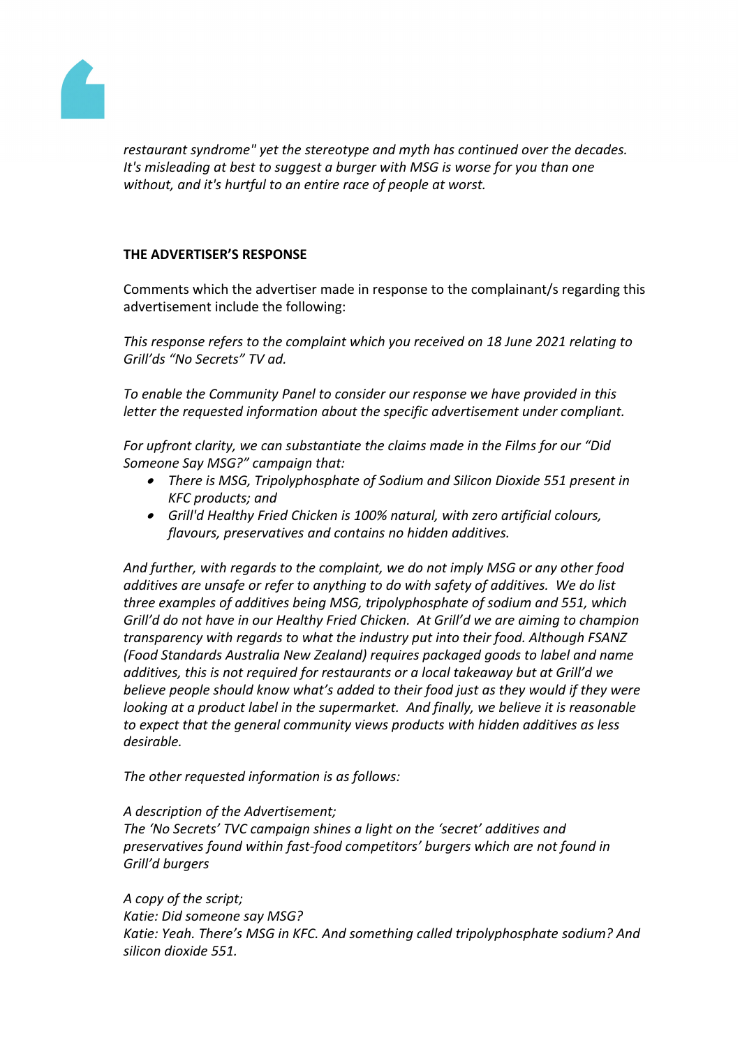*restaurant syndrome" yet the stereotype and myth has continued over the decades. It's misleading at best to suggest a burger with MSG is worse for you than one without, and it's hurtful to an entire race of people at worst.*

**THE ADVERTISER'S RESPONSE**

Comments which the advertiser made in response to the complainant/s regarding this advertisement include the following:

*This response refers to the complaint which you received on 18 June 2021 relating to Grill'ds "No Secrets" TV ad.*

*To enable the Community Panel to consider our response we have provided in this letter the requested information about the specific advertisement under compliant.*

*For upfront clarity, we can substantiate the claims made in the Films for our "Did Someone Say MSG?" campaign that:*

- *There is MSG, Tripolyphosphate of Sodium and Silicon Dioxide 551 present in KFC products; and*
- *Grill'd Healthy Fried Chicken is 100% natural, with zero artificial colours, flavours, preservatives and contains no hidden additives.*

*And further, with regards to the complaint, we do not imply MSG or any other food additives are unsafe or refer to anything to do with safety of additives. We do list three examples of additives being MSG, tripolyphosphate of sodium and 551, which Grill'd do not have in our Healthy Fried Chicken. At Grill'd we are aiming to champion transparency with regards to what the industry put into their food. Although FSANZ (Food Standards Australia New Zealand) requires packaged goods to label and name additives, this is not required for restaurants or a local takeaway but at Grill'd we believe people should know what's added to their food just as they would if they were looking at a product label in the supermarket. And finally, we believe it is reasonable to expect that the general community views products with hidden additives as less desirable.*

*The other requested information is as follows:*

*A description of the Advertisement;*
*The 'No Secrets' TVC campaign shines a light on the 'secret' additives and preservatives found within fast-food competitors' burgers which are not found in Grill'd burgers*

*A copy of the script;*
*Katie: Did someone say MSG?*
*Katie: Yeah. There's MSG in KFC. And something called tripolyphosphate sodium? And silicon dioxide 551.*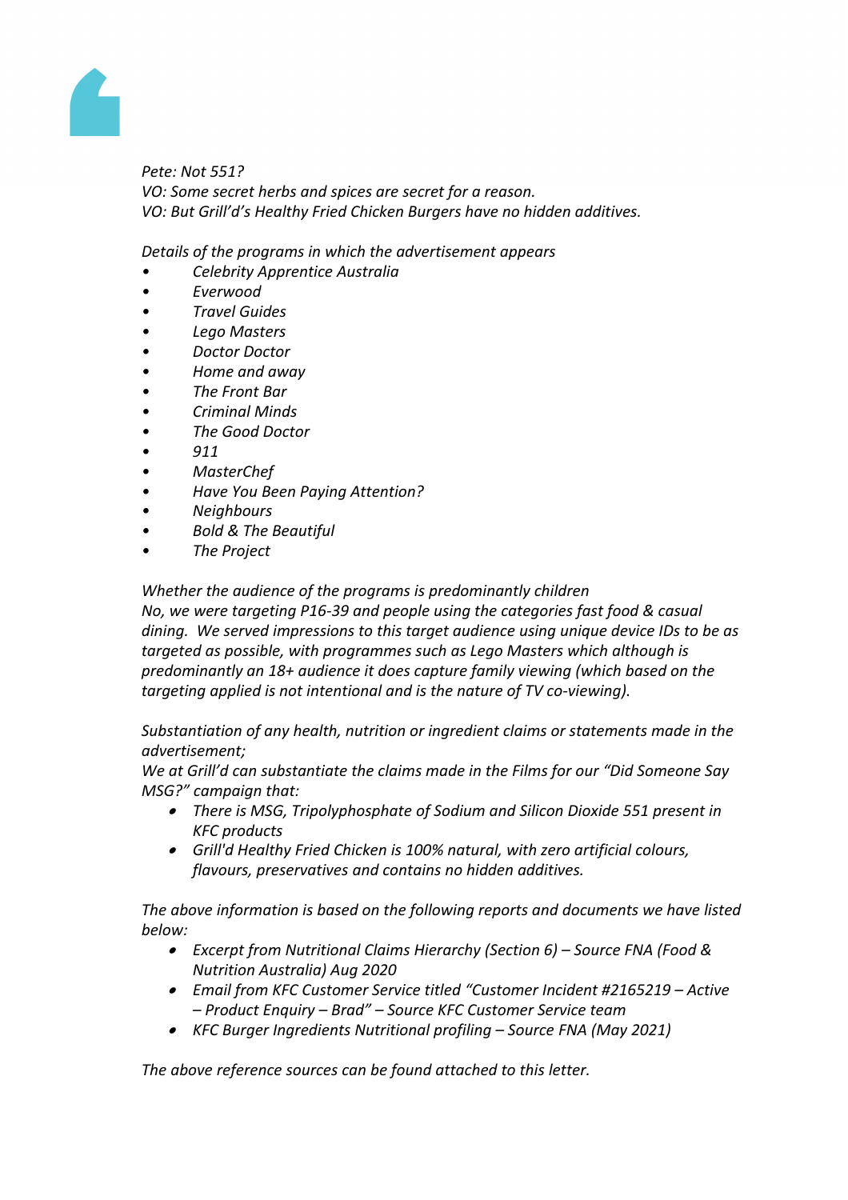*Pete: Not 551?*
*VO: Some secret herbs and spices are secret for a reason.*
*VO: But Grill'd's Healthy Fried Chicken Burgers have no hidden additives.*

*Details of the programs in which the advertisement appears*

- *Celebrity Apprentice Australia*
- *Everwood*
- *Travel Guides*
- *Lego Masters*
- *Doctor Doctor*
- *Home and away*
- *The Front Bar*
- *Criminal Minds*
- *The Good Doctor*
- *911*
- *MasterChef*
- *Have You Been Paying Attention?*
- *Neighbours*
- *Bold & The Beautiful*
- *The Project*

*Whether the audience of the programs is predominantly children*
*No, we were targeting P16-39 and people using the categories fast food & casual dining. We served impressions to this target audience using unique device IDs to be as targeted as possible, with programmes such as Lego Masters which although is predominantly an 18+ audience it does capture family viewing (which based on the targeting applied is not intentional and is the nature of TV co-viewing).*

*Substantiation of any health, nutrition or ingredient claims or statements made in the advertisement;*
*We at Grill'd can substantiate the claims made in the Films for our "Did Someone Say MSG?" campaign that:*

- *There is MSG, Tripolyphosphate of Sodium and Silicon Dioxide 551 present in KFC products*
- *Grill'd Healthy Fried Chicken is 100% natural, with zero artificial colours, flavours, preservatives and contains no hidden additives.*

*The above information is based on the following reports and documents we have listed below:*

- *Excerpt from Nutritional Claims Hierarchy (Section 6) – Source FNA (Food & Nutrition Australia) Aug 2020*
- *Email from KFC Customer Service titled "Customer Incident #2165219 – Active – Product Enquiry – Brad" – Source KFC Customer Service team*
- *KFC Burger Ingredients Nutritional profiling – Source FNA (May 2021)*

*The above reference sources can be found attached to this letter.*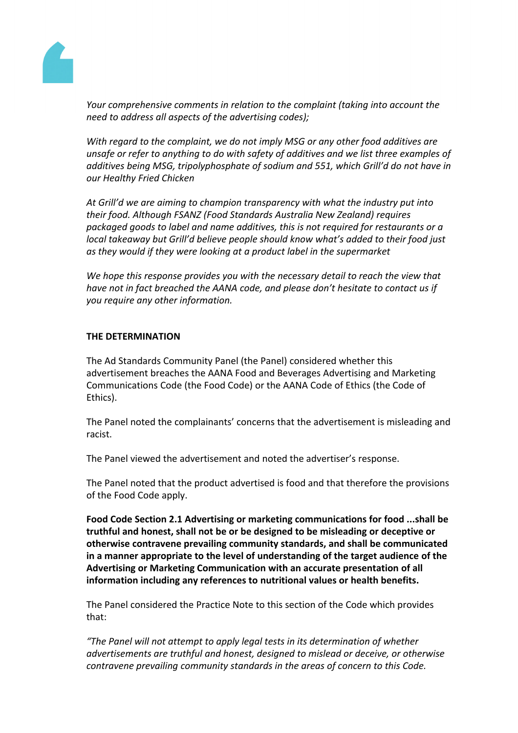*Your comprehensive comments in relation to the complaint (taking into account the need to address all aspects of the advertising codes);*

*With regard to the complaint, we do not imply MSG or any other food additives are unsafe or refer to anything to do with safety of additives and we list three examples of additives being MSG, tripolyphosphate of sodium and 551, which Grill'd do not have in our Healthy Fried Chicken*

*At Grill'd we are aiming to champion transparency with what the industry put into their food. Although FSANZ (Food Standards Australia New Zealand) requires packaged goods to label and name additives, this is not required for restaurants or a local takeaway but Grill'd believe people should know what's added to their food just as they would if they were looking at a product label in the supermarket*

*We hope this response provides you with the necessary detail to reach the view that have not in fact breached the AANA code, and please don't hesitate to contact us if you require any other information.*

**THE DETERMINATION**

The Ad Standards Community Panel (the Panel) considered whether this advertisement breaches the AANA Food and Beverages Advertising and Marketing Communications Code (the Food Code) or the AANA Code of Ethics (the Code of Ethics).

The Panel noted the complainants' concerns that the advertisement is misleading and racist.

The Panel viewed the advertisement and noted the advertiser's response.

The Panel noted that the product advertised is food and that therefore the provisions of the Food Code apply.

**Food Code Section 2.1 Advertising or marketing communications for food ...shall be truthful and honest, shall not be or be designed to be misleading or deceptive or otherwise contravene prevailing community standards, and shall be communicated in a manner appropriate to the level of understanding of the target audience of the Advertising or Marketing Communication with an accurate presentation of all information including any references to nutritional values or health benefits.**

The Panel considered the Practice Note to this section of the Code which provides that:

*"The Panel will not attempt to apply legal tests in its determination of whether advertisements are truthful and honest, designed to mislead or deceive, or otherwise contravene prevailing community standards in the areas of concern to this Code.*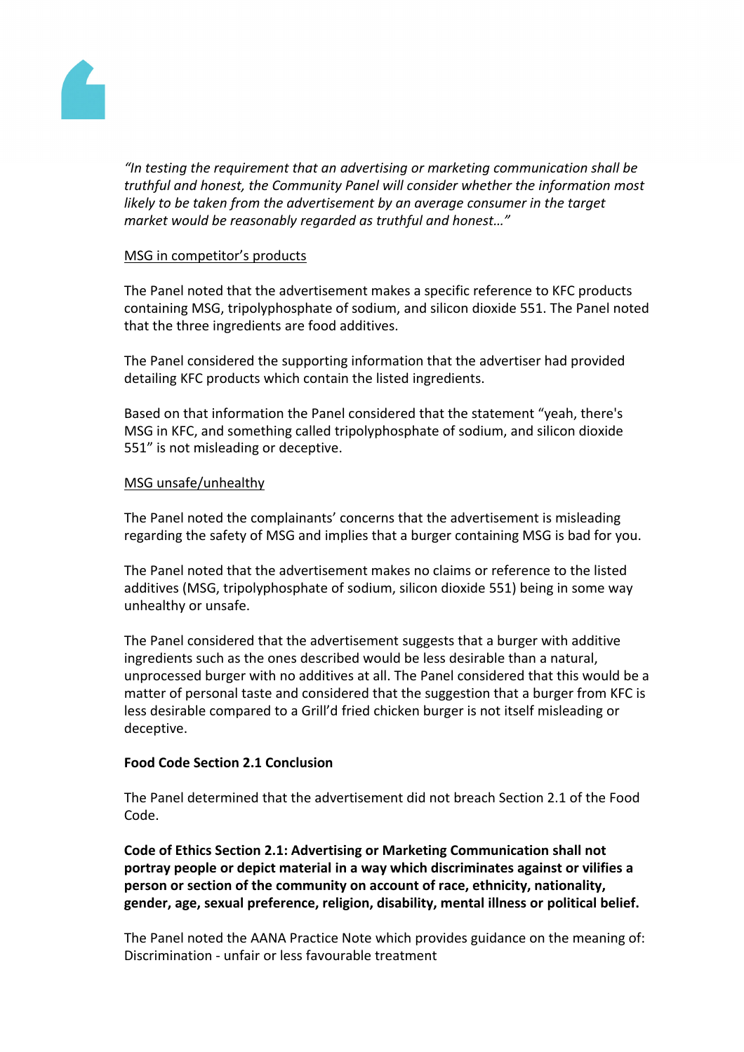*"In testing the requirement that an advertising or marketing communication shall be truthful and honest, the Community Panel will consider whether the information most likely to be taken from the advertisement by an average consumer in the target market would be reasonably regarded as truthful and honest…"*

MSG in competitor's products

The Panel noted that the advertisement makes a specific reference to KFC products containing MSG, tripolyphosphate of sodium, and silicon dioxide 551. The Panel noted that the three ingredients are food additives.

The Panel considered the supporting information that the advertiser had provided detailing KFC products which contain the listed ingredients.

Based on that information the Panel considered that the statement "yeah, there's MSG in KFC, and something called tripolyphosphate of sodium, and silicon dioxide 551" is not misleading or deceptive.

MSG unsafe/unhealthy

The Panel noted the complainants' concerns that the advertisement is misleading regarding the safety of MSG and implies that a burger containing MSG is bad for you.

The Panel noted that the advertisement makes no claims or reference to the listed additives (MSG, tripolyphosphate of sodium, silicon dioxide 551) being in some way unhealthy or unsafe.

The Panel considered that the advertisement suggests that a burger with additive ingredients such as the ones described would be less desirable than a natural, unprocessed burger with no additives at all. The Panel considered that this would be a matter of personal taste and considered that the suggestion that a burger from KFC is less desirable compared to a Grill'd fried chicken burger is not itself misleading or deceptive.

**Food Code Section 2.1 Conclusion**

The Panel determined that the advertisement did not breach Section 2.1 of the Food Code.

**Code of Ethics Section 2.1: Advertising or Marketing Communication shall not portray people or depict material in a way which discriminates against or vilifies a person or section of the community on account of race, ethnicity, nationality, gender, age, sexual preference, religion, disability, mental illness or political belief.**

The Panel noted the AANA Practice Note which provides guidance on the meaning of:
Discrimination - unfair or less favourable treatment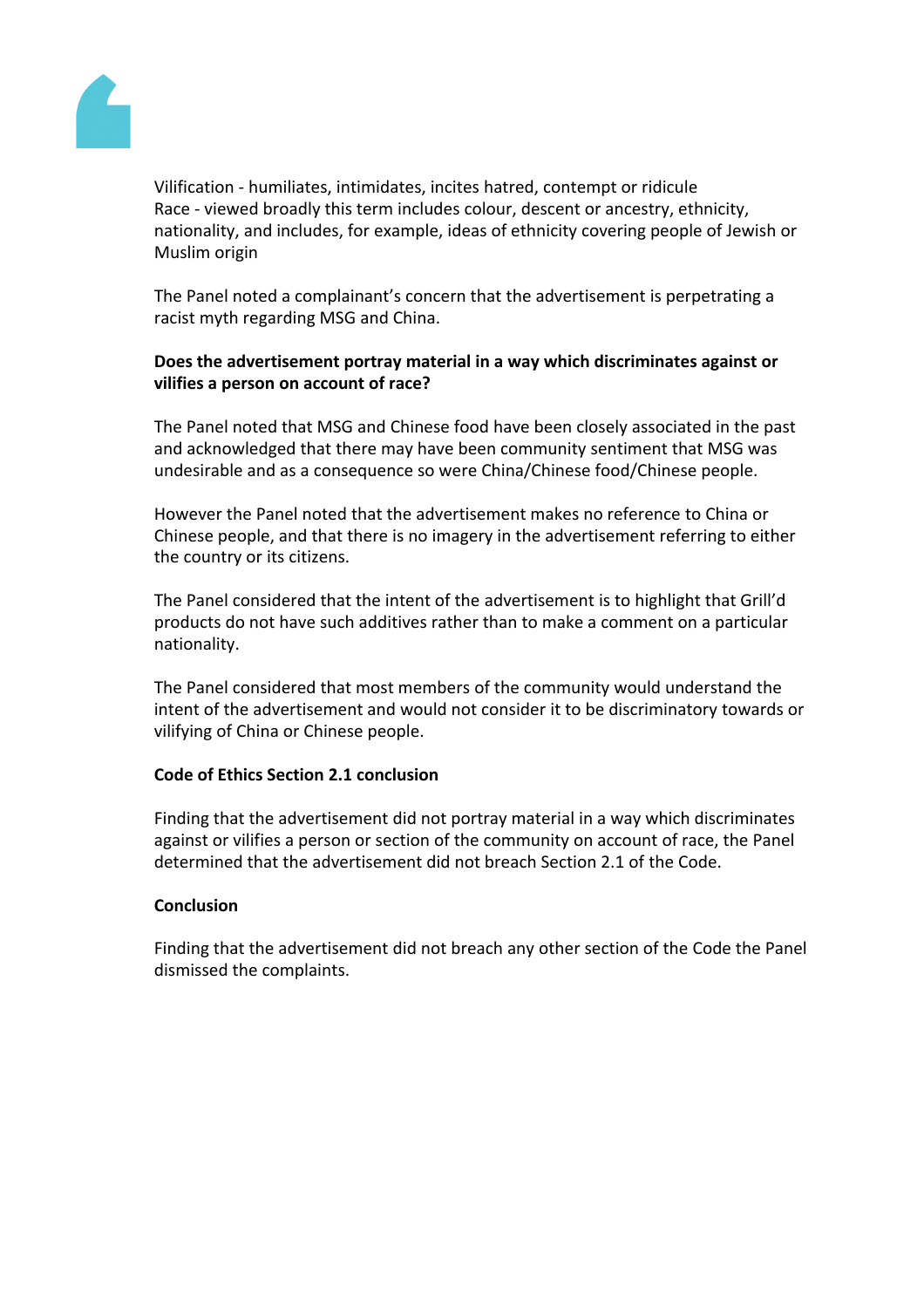Vilification - humiliates, intimidates, incites hatred, contempt or ridicule
Race - viewed broadly this term includes colour, descent or ancestry, ethnicity, nationality, and includes, for example, ideas of ethnicity covering people of Jewish or Muslim origin

The Panel noted a complainant's concern that the advertisement is perpetrating a racist myth regarding MSG and China.

**Does the advertisement portray material in a way which discriminates against or vilifies a person on account of race?**

The Panel noted that MSG and Chinese food have been closely associated in the past and acknowledged that there may have been community sentiment that MSG was undesirable and as a consequence so were China/Chinese food/Chinese people.

However the Panel noted that the advertisement makes no reference to China or Chinese people, and that there is no imagery in the advertisement referring to either the country or its citizens.

The Panel considered that the intent of the advertisement is to highlight that Grill'd products do not have such additives rather than to make a comment on a particular nationality.

The Panel considered that most members of the community would understand the intent of the advertisement and would not consider it to be discriminatory towards or vilifying of China or Chinese people.

**Code of Ethics Section 2.1 conclusion**

Finding that the advertisement did not portray material in a way which discriminates against or vilifies a person or section of the community on account of race, the Panel determined that the advertisement did not breach Section 2.1 of the Code.

**Conclusion**

Finding that the advertisement did not breach any other section of the Code the Panel dismissed the complaints.